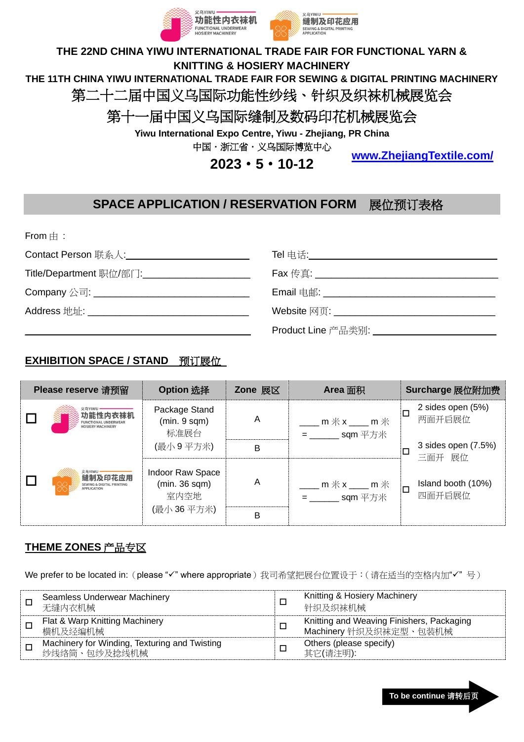THE 22ND CHINA YIWU INTERNATIONAL TRADE FAIR FOR FUNCTIONAL YARN & KNITTING & HOSIERY MACHINERY

THE 11TH CHINA YIWU INTERNATIONAL TRADE FAIR FOR SEWING & DIGITAL PRINTING MACHINERY

# 第二十二届中国义乌国际功能性纱线、针织及织袜机械展览会

# 第十一届中国义乌国际缝制及数码印花机械展览会

**Yiwu International Expo Centre, Yiwu - Zhejiang, PR China**

中国・浙江省・义乌国际博览中心

**2023・5・10-12**

**www.ZhejiangTextile.com/**

## SPACE APPLICATION / RESERVATION FORM 展位预订表格

From 由：

Contact Person 联系人:\_\_\_\_\_\_\_\_\_\_\_\_\_\_\_\_\_\_\_\_

Tel 电话:\_\_\_\_\_\_\_\_\_\_\_\_\_\_\_\_\_\_\_\_

Title/Department 职位/部门:\_\_\_\_\_\_\_\_\_\_\_\_\_\_\_\_\_\_\_\_

Fax 传真: \_\_\_\_\_\_\_\_\_\_\_\_\_\_\_\_\_\_\_\_

Company 公司: \_\_\_\_\_\_\_\_\_\_\_\_\_\_\_\_\_\_\_\_

Email 电邮: \_\_\_\_\_\_\_\_\_\_\_\_\_\_\_\_\_\_\_\_

Address 地址: \_\_\_\_\_\_\_\_\_\_\_\_\_\_\_\_\_\_\_\_

Website 网页: \_\_\_\_\_\_\_\_\_\_\_\_\_\_\_\_\_\_\_\_

\_\_\_\_\_\_\_\_\_\_\_\_\_\_\_\_\_\_\_\_

Product Line 产品类别: \_\_\_\_\_\_\_\_\_\_\_\_\_\_\_\_\_\_\_\_

### EXHIBITION SPACE / STAND 预订展位

| Please reserve 请预留 | Option 选择 | Zone 展区 | Area 面积 | Surcharge 展位附加费 |
|---|---|---|---|---|
| ☐ 义乌YIWU 功能性内衣袜机 FUNCTIONAL UNDERWEAR HOSIERY MACHINERY | Package Stand (min. 9 sqm) 标准展台 (最小 9 平方米) | A | \_\_\_\_ m 米 x \_\_\_\_ m 米 = \_\_\_\_\_\_ sqm 平方米 | ☐ 2 sides open (5%) 两面开启展位 |
| | | B | | ☐ 3 sides open (7.5%) 三面开 展位 |
| ☐ 义乌YIWU 缝制及印花应用 SEWING & DIGITAL PRINTING APPLICATION | Indoor Raw Space (min. 36 sqm) 室内空地 (最小 36 平方米) | A | \_\_\_\_ m 米 x \_\_\_\_ m 米 = \_\_\_\_\_\_ sqm 平方米 | ☐ Island booth (10%) 四面开启展位 |
| | | B | | |

### THEME ZONES 产品专区

We prefer to be located in:（please "✓" where appropriate）我司希望把展台位置设于：(请在适当的空格内加"✓" 号)

| | | | |
|---|---|---|---|
| ☐ | Seamless Underwear Machinery 无缝内衣机械 | ☐ | Knitting & Hosiery Machinery 针织及织袜机械 |
| ☐ | Flat & Warp Knitting Machinery 横机及经编机械 | ☐ | Knitting and Weaving Finishers, Packaging Machinery 针织及织袜定型、包装机械 |
| ☐ | Machinery for Winding, Texturing and Twisting 纱线络筒、包纱及捻线机械 | ☐ | Others (please specify) 其它(请注明): |

**To be continue 请转后页**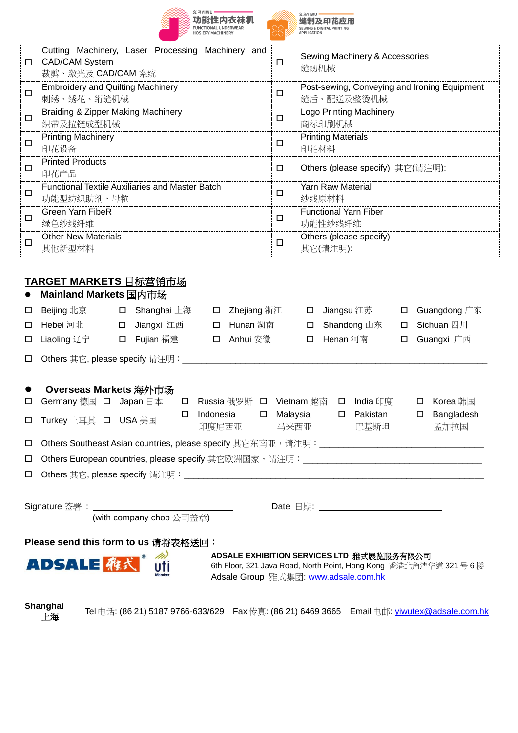义乌YIWU 功能性内衣袜机 FUNCTIONAL UNDERWEAR HOSIERY MACHINERY

义乌YIWU 缝制及印花应用 SEWING & DIGITAL PRINTING APPLICATION

| | |
|---|---|
| ☐ Cutting Machinery, Laser Processing Machinery and CAD/CAM System 裁剪、激光及 CAD/CAM 系统 | ☐ Sewing Machinery & Accessories 缝纫机械 |
| ☐ Embroidery and Quilting Machinery 刺绣、绣花、绗缝机械 | ☐ Post-sewing, Conveying and Ironing Equipment 缝后、配送及整烫机械 |
| ☐ Braiding & Zipper Making Machinery 织带及拉链成型机械 | ☐ Logo Printing Machinery 商标印刷机械 |
| ☐ Printing Machinery 印花设备 | ☐ Printing Materials 印花材料 |
| ☐ Printed Products 印花产品 | ☐ Others (please specify) 其它(请注明): |
| ☐ Functional Textile Auxiliaries and Master Batch 功能型纺织助剂、母粒 | ☐ Yarn Raw Material 纱线原材料 |
| ☐ Green Yarn FibeR 绿色纱线纤维 | ☐ Functional Yarn Fiber 功能性纱线纤维 |
| ☐ Other New Materials 其他新型材料 | ☐ Others (please specify) 其它(请注明): |

## TARGET MARKETS 目标营销市场

- **Mainland Markets 国内市场**

☐ Beijing 北京 ☐ Shanghai 上海 ☐ Zhejiang 浙江 ☐ Jiangsu 江苏 ☐ Guangdong 广东

☐ Hebei 河北 ☐ Jiangxi 江西 ☐ Hunan 湖南 ☐ Shandong 山东 ☐ Sichuan 四川

☐ Liaoling 辽宁 ☐ Fujian 福建 ☐ Anhui 安徽 ☐ Henan 河南 ☐ Guangxi 广西

☐ Others 其它, please specify 请注明：________________________________

- **Overseas Markets 海外市场**

☐ Germany 德国 ☐ Japan 日本 ☐ Russia 俄罗斯 ☐ Vietnam 越南 ☐ India 印度 ☐ Korea 韩国

☐ Turkey 土耳其 ☐ USA 美国 ☐ Indonesia 印度尼西亚 ☐ Malaysia 马来西亚 ☐ Pakistan 巴基斯坦 ☐ Bangladesh 孟加拉国

☐ Others Southeast Asian countries, please specify 其它东南亚，请注明：____________________

☐ Others European countries, please specify 其它欧洲国家，请注明：____________________

☐ Others 其它, please specify 请注明：________________________________

Signature 签署：____________________ Date 日期: ____________________

(with company chop 公司盖章)

**Please send this form to us 请将表格送回：**

ADSALE 雅式 ® ufi Member

**ADSALE EXHIBITION SERVICES LTD 雅式展览服务有限公司**
6th Floor, 321 Java Road, North Point, Hong Kong 香港北角渣华道 321 号 6 楼
Adsale Group 雅式集团: www.adsale.com.hk

**Shanghai 上海** Tel 电话: (86 21) 5187 9766-633/629 Fax 传真: (86 21) 6469 3665 Email 电邮: yiwutex@adsale.com.hk